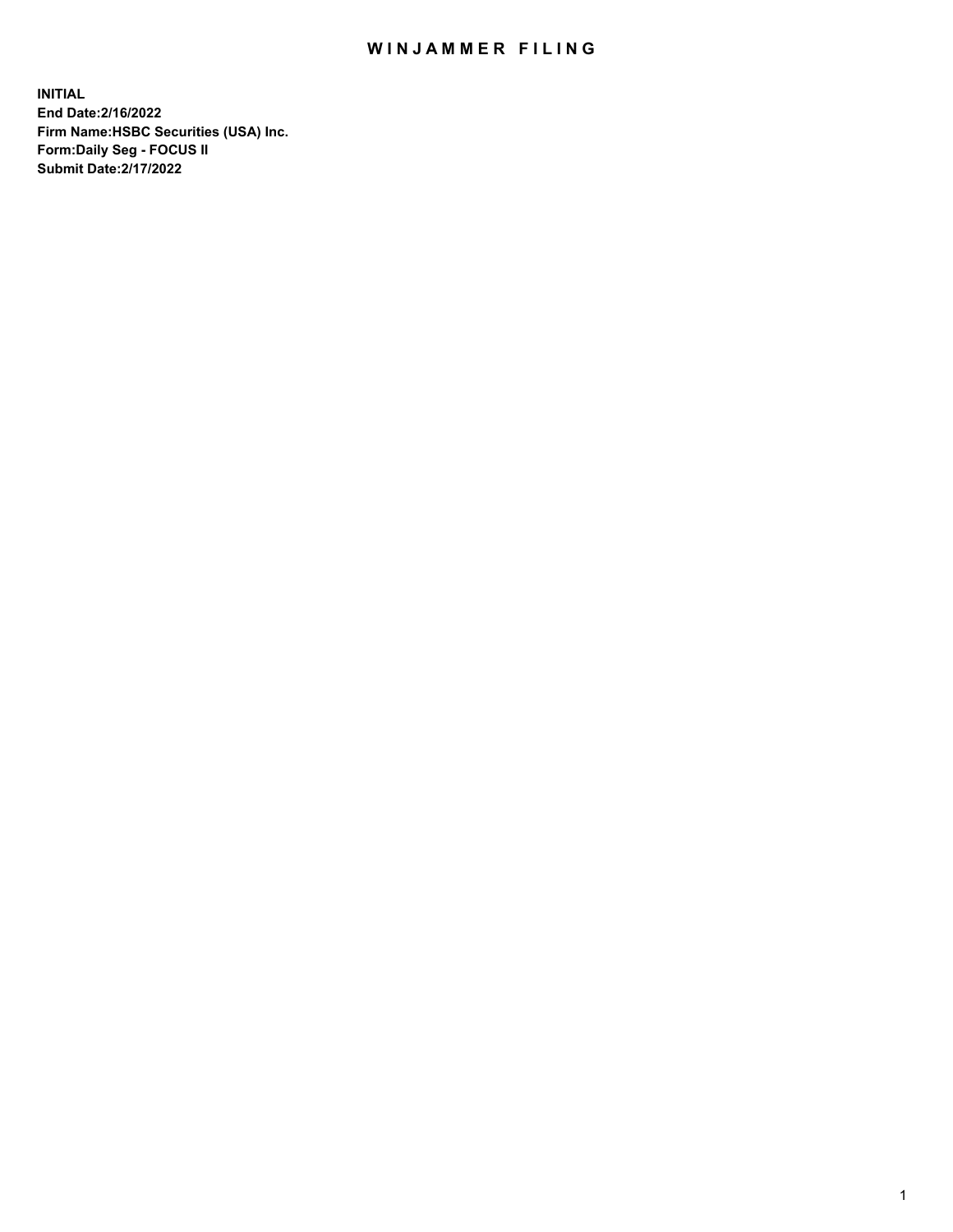# WINJAMMER FILING

**INITIAL**
**End Date:2/16/2022**
**Firm Name:HSBC Securities (USA) Inc.**
**Form:Daily Seg - FOCUS II**
**Submit Date:2/17/2022**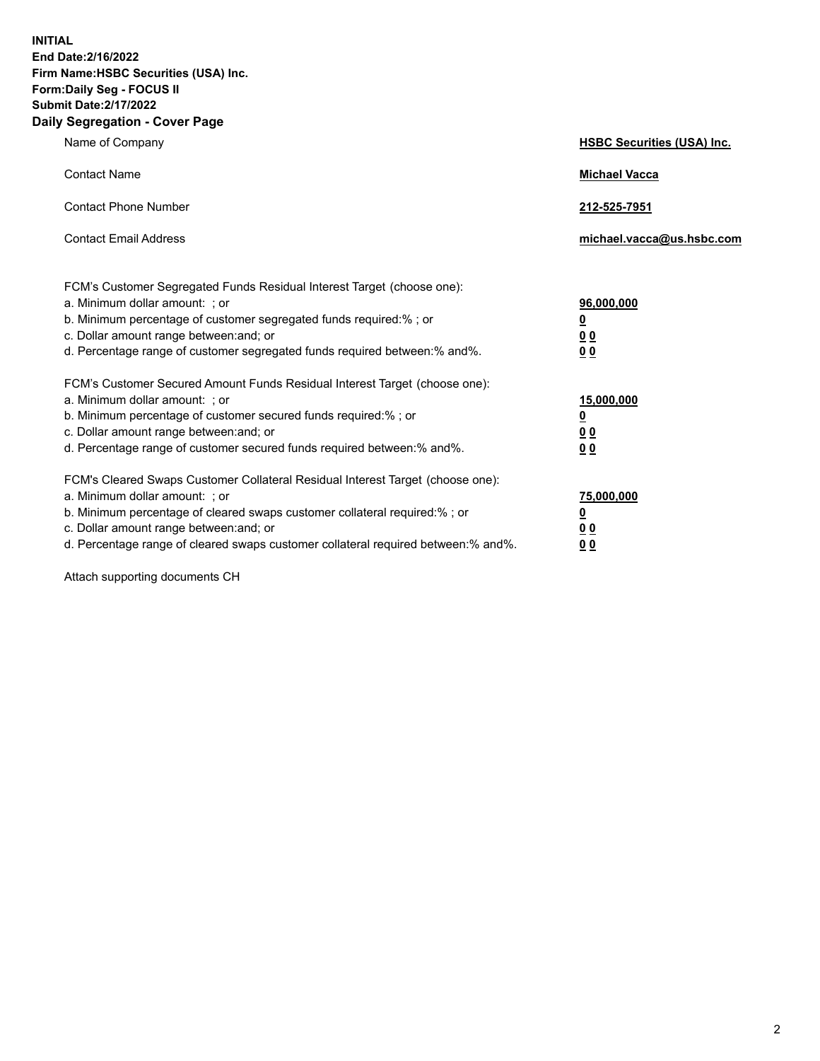**INITIAL**
**End Date:2/16/2022**
**Firm Name:HSBC Securities (USA) Inc.**
**Form:Daily Seg - FOCUS II**
**Submit Date:2/17/2022**

## Daily Segregation - Cover Page

| | |
|---|---|
| Name of Company | **HSBC Securities (USA) Inc.** |
| Contact Name | **Michael Vacca** |
| Contact Phone Number | **212-525-7951** |
| Contact Email Address | **michael.vacca@us.hsbc.com** |

| | |
|---|---|
| FCM's Customer Segregated Funds Residual Interest Target (choose one): | |
| a. Minimum dollar amount: ; or | **96,000,000** |
| b. Minimum percentage of customer segregated funds required:% ; or | **0** |
| c. Dollar amount range between:and; or | **0 0** |
| d. Percentage range of customer segregated funds required between:% and%. | **0 0** |
| FCM's Customer Secured Amount Funds Residual Interest Target (choose one): | |
| a. Minimum dollar amount: ; or | **15,000,000** |
| b. Minimum percentage of customer secured funds required:% ; or | **0** |
| c. Dollar amount range between:and; or | **0 0** |
| d. Percentage range of customer secured funds required between:% and%. | **0 0** |
| FCM's Cleared Swaps Customer Collateral Residual Interest Target (choose one): | |
| a. Minimum dollar amount: ; or | **75,000,000** |
| b. Minimum percentage of cleared swaps customer collateral required:% ; or | **0** |
| c. Dollar amount range between:and; or | **0 0** |
| d. Percentage range of cleared swaps customer collateral required between:% and%. | **0 0** |

Attach supporting documents CH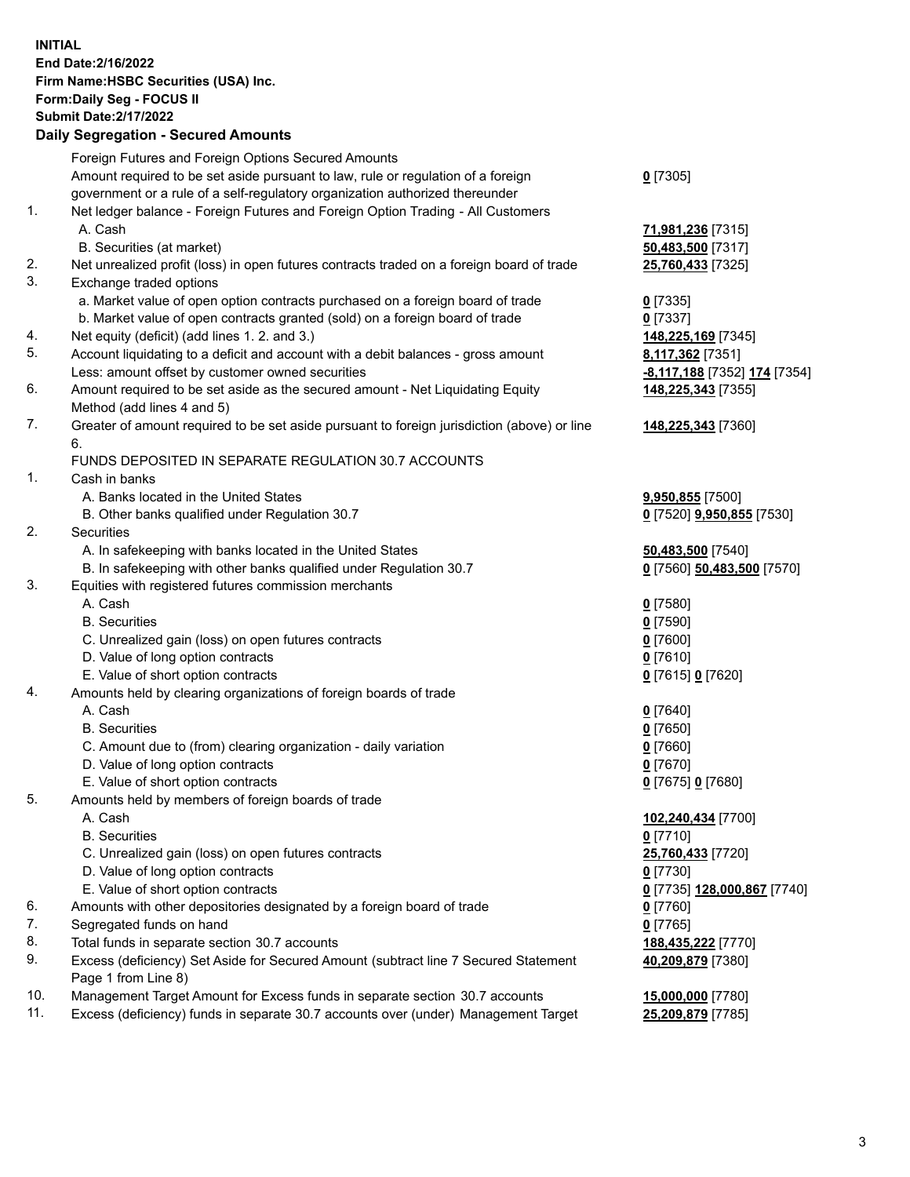**INITIAL**
**End Date:2/16/2022**
**Firm Name:HSBC Securities (USA) Inc.**
**Form:Daily Seg - FOCUS II**
**Submit Date:2/17/2022**

### Daily Segregation - Secured Amounts

| | | |
|---|---|---|
| | Foreign Futures and Foreign Options Secured Amounts | |
| | Amount required to be set aside pursuant to law, rule or regulation of a foreign government or a rule of a self-regulatory organization authorized thereunder | **0** [7305] |
| 1. | Net ledger balance - Foreign Futures and Foreign Option Trading - All Customers | |
| | A. Cash | **71,981,236** [7315] |
| | B. Securities (at market) | **50,483,500** [7317] |
| 2. | Net unrealized profit (loss) in open futures contracts traded on a foreign board of trade | **25,760,433** [7325] |
| 3. | Exchange traded options | |
| | a. Market value of open option contracts purchased on a foreign board of trade | **0** [7335] |
| | b. Market value of open contracts granted (sold) on a foreign board of trade | **0** [7337] |
| 4. | Net equity (deficit) (add lines 1. 2. and 3.) | **148,225,169** [7345] |
| 5. | Account liquidating to a deficit and account with a debit balances - gross amount | **8,117,362** [7351] |
| | Less: amount offset by customer owned securities | **-8,117,188** [7352] **174** [7354] |
| 6. | Amount required to be set aside as the secured amount - Net Liquidating Equity Method (add lines 4 and 5) | **148,225,343** [7355] |
| 7. | Greater of amount required to be set aside pursuant to foreign jurisdiction (above) or line 6. | **148,225,343** [7360] |
| | FUNDS DEPOSITED IN SEPARATE REGULATION 30.7 ACCOUNTS | |
| 1. | Cash in banks | |
| | A. Banks located in the United States | **9,950,855** [7500] |
| | B. Other banks qualified under Regulation 30.7 | **0** [7520] **9,950,855** [7530] |
| 2. | Securities | |
| | A. In safekeeping with banks located in the United States | **50,483,500** [7540] |
| | B. In safekeeping with other banks qualified under Regulation 30.7 | **0** [7560] **50,483,500** [7570] |
| 3. | Equities with registered futures commission merchants | |
| | A. Cash | **0** [7580] |
| | B. Securities | **0** [7590] |
| | C. Unrealized gain (loss) on open futures contracts | **0** [7600] |
| | D. Value of long option contracts | **0** [7610] |
| | E. Value of short option contracts | **0** [7615] **0** [7620] |
| 4. | Amounts held by clearing organizations of foreign boards of trade | |
| | A. Cash | **0** [7640] |
| | B. Securities | **0** [7650] |
| | C. Amount due to (from) clearing organization - daily variation | **0** [7660] |
| | D. Value of long option contracts | **0** [7670] |
| | E. Value of short option contracts | **0** [7675] **0** [7680] |
| 5. | Amounts held by members of foreign boards of trade | |
| | A. Cash | **102,240,434** [7700] |
| | B. Securities | **0** [7710] |
| | C. Unrealized gain (loss) on open futures contracts | **25,760,433** [7720] |
| | D. Value of long option contracts | **0** [7730] |
| | E. Value of short option contracts | **0** [7735] **128,000,867** [7740] |
| 6. | Amounts with other depositories designated by a foreign board of trade | **0** [7760] |
| 7. | Segregated funds on hand | **0** [7765] |
| 8. | Total funds in separate section 30.7 accounts | **188,435,222** [7770] |
| 9. | Excess (deficiency) Set Aside for Secured Amount (subtract line 7 Secured Statement Page 1 from Line 8) | **40,209,879** [7380] |
| 10. | Management Target Amount for Excess funds in separate section 30.7 accounts | **15,000,000** [7780] |
| 11. | Excess (deficiency) funds in separate 30.7 accounts over (under) Management Target | **25,209,879** [7785] |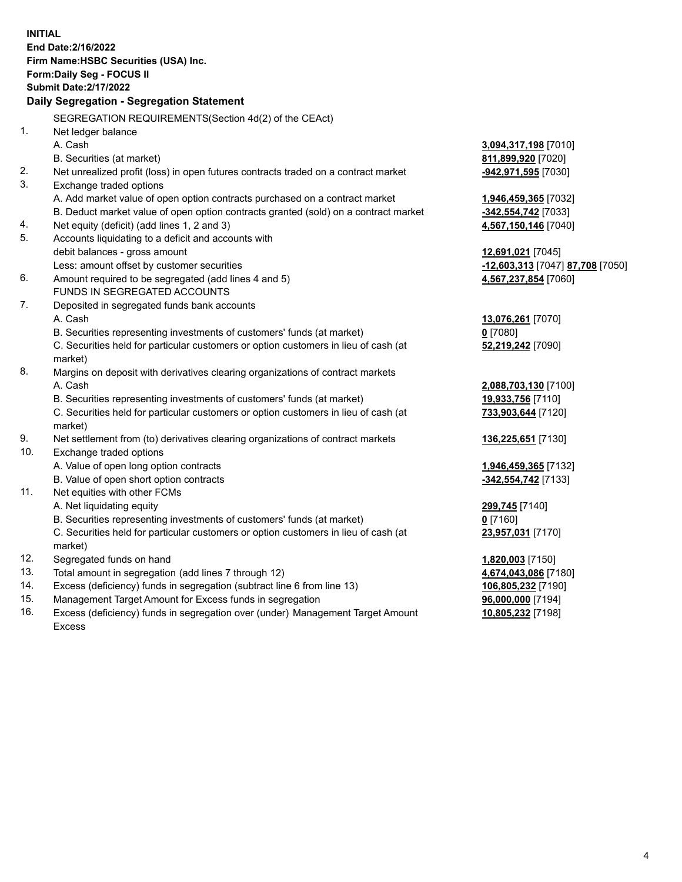**INITIAL**
**End Date:2/16/2022**
**Firm Name:HSBC Securities (USA) Inc.**
**Form:Daily Seg - FOCUS II**
**Submit Date:2/17/2022**

### Daily Segregation - Segregation Statement

| | SEGREGATION REQUIREMENTS(Section 4d(2) of the CEAct) | |
|---|---|---|
| 1. | Net ledger balance | |
| | A. Cash | **3,094,317,198** [7010] |
| | B. Securities (at market) | **811,899,920** [7020] |
| 2. | Net unrealized profit (loss) in open futures contracts traded on a contract market | **-942,971,595** [7030] |
| 3. | Exchange traded options | |
| | A. Add market value of open option contracts purchased on a contract market | **1,946,459,365** [7032] |
| | B. Deduct market value of open option contracts granted (sold) on a contract market | **-342,554,742** [7033] |
| 4. | Net equity (deficit) (add lines 1, 2 and 3) | **4,567,150,146** [7040] |
| 5. | Accounts liquidating to a deficit and accounts with debit balances - gross amount | **12,691,021** [7045] |
| | Less: amount offset by customer securities | **-12,603,313** [7047] **87,708** [7050] |
| 6. | Amount required to be segregated (add lines 4 and 5) | **4,567,237,854** [7060] |
| | FUNDS IN SEGREGATED ACCOUNTS | |
| 7. | Deposited in segregated funds bank accounts | |
| | A. Cash | **13,076,261** [7070] |
| | B. Securities representing investments of customers' funds (at market) | **0** [7080] |
| | C. Securities held for particular customers or option customers in lieu of cash (at market) | **52,219,242** [7090] |
| 8. | Margins on deposit with derivatives clearing organizations of contract markets | |
| | A. Cash | **2,088,703,130** [7100] |
| | B. Securities representing investments of customers' funds (at market) | **19,933,756** [7110] |
| | C. Securities held for particular customers or option customers in lieu of cash (at market) | **733,903,644** [7120] |
| 9. | Net settlement from (to) derivatives clearing organizations of contract markets | **136,225,651** [7130] |
| 10. | Exchange traded options | |
| | A. Value of open long option contracts | **1,946,459,365** [7132] |
| | B. Value of open short option contracts | **-342,554,742** [7133] |
| 11. | Net equities with other FCMs | |
| | A. Net liquidating equity | **299,745** [7140] |
| | B. Securities representing investments of customers' funds (at market) | **0** [7160] |
| | C. Securities held for particular customers or option customers in lieu of cash (at market) | **23,957,031** [7170] |
| 12. | Segregated funds on hand | **1,820,003** [7150] |
| 13. | Total amount in segregation (add lines 7 through 12) | **4,674,043,086** [7180] |
| 14. | Excess (deficiency) funds in segregation (subtract line 6 from line 13) | **106,805,232** [7190] |
| 15. | Management Target Amount for Excess funds in segregation | **96,000,000** [7194] |
| 16. | Excess (deficiency) funds in segregation over (under) Management Target Amount Excess | **10,805,232** [7198] |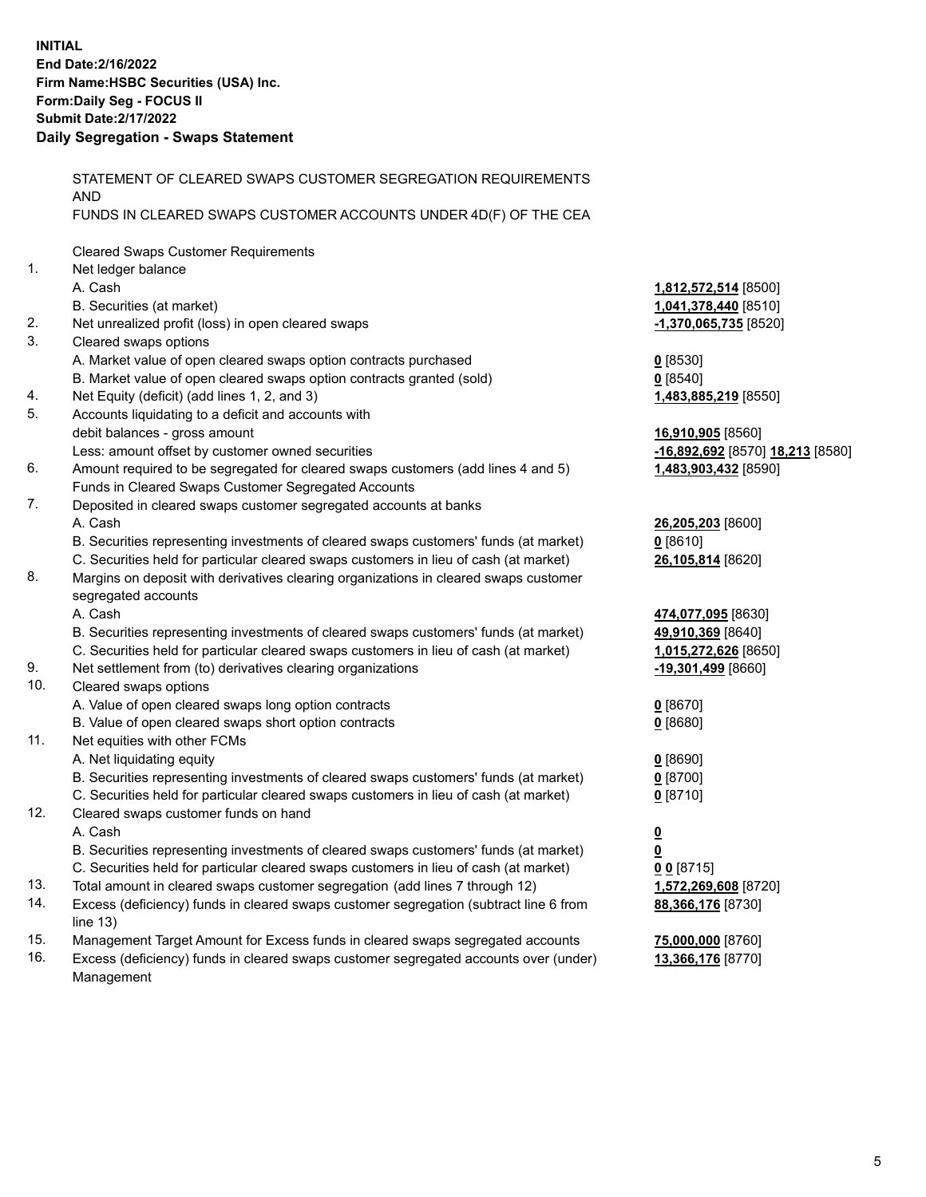**INITIAL**
**End Date:2/16/2022**
**Firm Name:HSBC Securities (USA) Inc.**
**Form:Daily Seg - FOCUS II**
**Submit Date:2/17/2022**
**Daily Segregation - Swaps Statement**

STATEMENT OF CLEARED SWAPS CUSTOMER SEGREGATION REQUIREMENTS AND
FUNDS IN CLEARED SWAPS CUSTOMER ACCOUNTS UNDER 4D(F) OF THE CEA

| | | |
|---|---|---|
| | Cleared Swaps Customer Requirements | |
| 1. | Net ledger balance | |
| | A. Cash | **1,812,572,514** [8500] |
| | B. Securities (at market) | **1,041,378,440** [8510] |
| 2. | Net unrealized profit (loss) in open cleared swaps | **-1,370,065,735** [8520] |
| 3. | Cleared swaps options | |
| | A. Market value of open cleared swaps option contracts purchased | **0** [8530] |
| | B. Market value of open cleared swaps option contracts granted (sold) | **0** [8540] |
| 4. | Net Equity (deficit) (add lines 1, 2, and 3) | **1,483,885,219** [8550] |
| 5. | Accounts liquidating to a deficit and accounts with | |
| | debit balances - gross amount | **16,910,905** [8560] |
| | Less: amount offset by customer owned securities | **-16,892,692** [8570] **18,213** [8580] |
| 6. | Amount required to be segregated for cleared swaps customers (add lines 4 and 5) | **1,483,903,432** [8590] |
| | Funds in Cleared Swaps Customer Segregated Accounts | |
| 7. | Deposited in cleared swaps customer segregated accounts at banks | |
| | A. Cash | **26,205,203** [8600] |
| | B. Securities representing investments of cleared swaps customers' funds (at market) | **0** [8610] |
| | C. Securities held for particular cleared swaps customers in lieu of cash (at market) | **26,105,814** [8620] |
| 8. | Margins on deposit with derivatives clearing organizations in cleared swaps customer segregated accounts | |
| | A. Cash | **474,077,095** [8630] |
| | B. Securities representing investments of cleared swaps customers' funds (at market) | **49,910,369** [8640] |
| | C. Securities held for particular cleared swaps customers in lieu of cash (at market) | **1,015,272,626** [8650] |
| 9. | Net settlement from (to) derivatives clearing organizations | **-19,301,499** [8660] |
| 10. | Cleared swaps options | |
| | A. Value of open cleared swaps long option contracts | **0** [8670] |
| | B. Value of open cleared swaps short option contracts | **0** [8680] |
| 11. | Net equities with other FCMs | |
| | A. Net liquidating equity | **0** [8690] |
| | B. Securities representing investments of cleared swaps customers' funds (at market) | **0** [8700] |
| | C. Securities held for particular cleared swaps customers in lieu of cash (at market) | **0** [8710] |
| 12. | Cleared swaps customer funds on hand | |
| | A. Cash | **0** |
| | B. Securities representing investments of cleared swaps customers' funds (at market) | **0** |
| | C. Securities held for particular cleared swaps customers in lieu of cash (at market) | **0** **0** [8715] |
| 13. | Total amount in cleared swaps customer segregation (add lines 7 through 12) | **1,572,269,608** [8720] |
| 14. | Excess (deficiency) funds in cleared swaps customer segregation (subtract line 6 from line 13) | **88,366,176** [8730] |
| 15. | Management Target Amount for Excess funds in cleared swaps segregated accounts | **75,000,000** [8760] |
| 16. | Excess (deficiency) funds in cleared swaps customer segregated accounts over (under) Management | **13,366,176** [8770] |